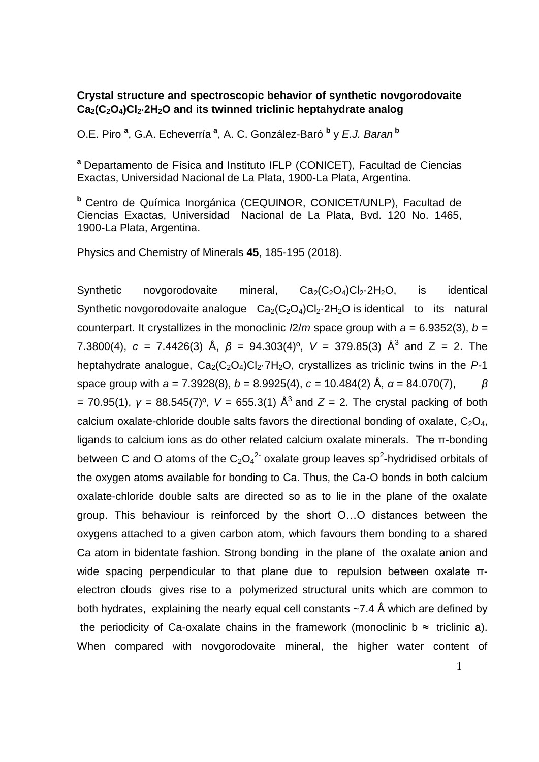**Crystal structure and spectroscopic behavior of synthetic novgorodovaite $Ca_2(C_2O_4)Cl_2{\cdot}2H_2O$ and its twinned triclinic heptahydrate analog**

O.E. Piro [a], G.A. Echeverría [a], A. C. González-Baró [b] y *E.J. Baran* [b]

[a] Departamento de Física and Instituto IFLP (CONICET), Facultad de Ciencias Exactas, Universidad Nacional de La Plata, 1900-La Plata, Argentina.

[b] Centro de Química Inorgánica (CEQUINOR, CONICET/UNLP), Facultad de Ciencias Exactas, Universidad Nacional de La Plata, Bvd. 120 No. 1465, 1900-La Plata, Argentina.

Physics and Chemistry of Minerals **45**, 185-195 (2018).

Synthetic novgorodovaite mineral, $Ca_2(C_2O_4)Cl_2{\cdot}2H_2O$, is identical Synthetic novgorodovaite analogue $Ca_2(C_2O_4)Cl_2{\cdot}2H_2O$ is identical to its natural counterpart. It crystallizes in the monoclinic *I*2/*m* space group with *a* = 6.9352(3), *b* = 7.3800(4), *c* = 7.4426(3) Å, *β* = 94.303(4)º, *V* = 379.85(3) Å$^3$ and Z = 2. The heptahydrate analogue, $Ca_2(C_2O_4)Cl_2{\cdot}7H_2O$, crystallizes as triclinic twins in the *P*-1 space group with *a* = 7.3928(8), *b* = 8.9925(4), *c* = 10.484(2) Å, *α* = 84.070(7), *β* = 70.95(1), *γ* = 88.545(7)º, *V* = 655.3(1) Å$^3$ and *Z* = 2. The crystal packing of both calcium oxalate-chloride double salts favors the directional bonding of oxalate, $C_2O_4$, ligands to calcium ions as do other related calcium oxalate minerals. The π-bonding between C and O atoms of the $C_2O_4^{2-}$ oxalate group leaves sp$^2$-hydridised orbitals of the oxygen atoms available for bonding to Ca. Thus, the Ca-O bonds in both calcium oxalate-chloride double salts are directed so as to lie in the plane of the oxalate group. This behaviour is reinforced by the short O…O distances between the oxygens attached to a given carbon atom, which favours them bonding to a shared Ca atom in bidentate fashion. Strong bonding in the plane of the oxalate anion and wide spacing perpendicular to that plane due to repulsion between oxalate π-electron clouds gives rise to a polymerized structural units which are common to both hydrates, explaining the nearly equal cell constants ~7.4 Å which are defined by the periodicity of Ca-oxalate chains in the framework (monoclinic b ≈ triclinic a). When compared with novgorodovaite mineral, the higher water content of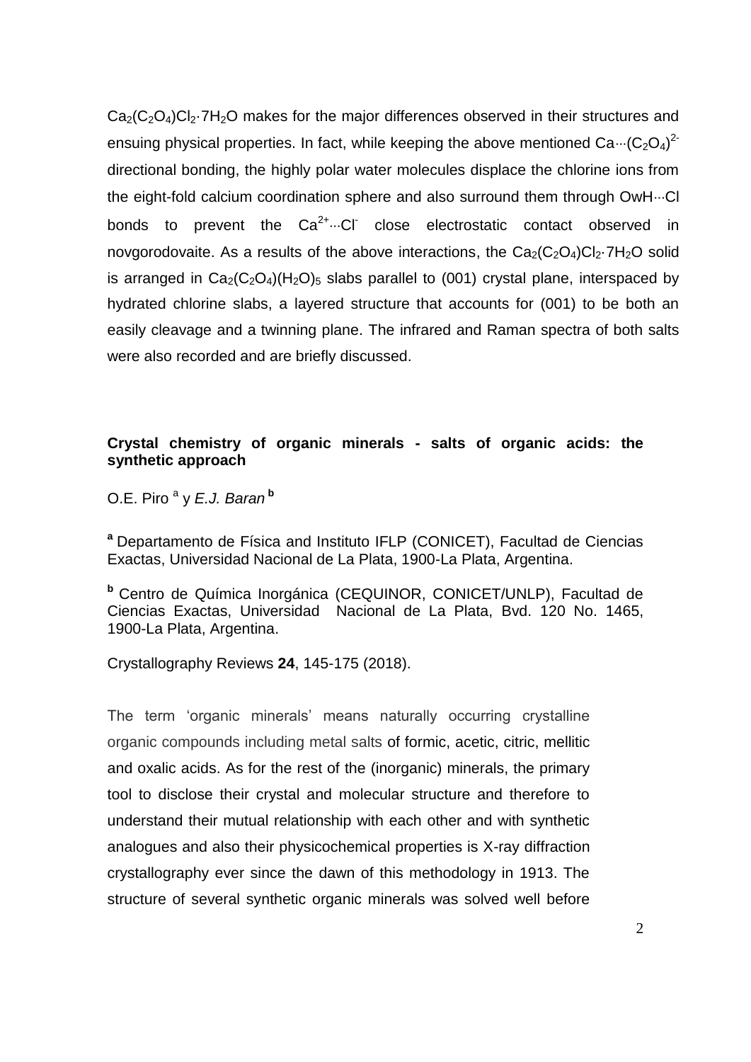$Ca_2(C_2O_4)Cl_2{\cdot}7H_2O$ makes for the major differences observed in their structures and ensuing physical properties. In fact, while keeping the above mentioned $Ca{\cdots}(C_2O_4)^{2-}$ directional bonding, the highly polar water molecules displace the chlorine ions from the eight-fold calcium coordination sphere and also surround them through OwH···Cl bonds to prevent the $Ca^{2+}{\cdots}Cl^{-}$ close electrostatic contact observed in novgorodovaite. As a results of the above interactions, the $Ca_2(C_2O_4)Cl_2{\cdot}7H_2O$ solid is arranged in $Ca_2(C_2O_4)(H_2O)_5$ slabs parallel to (001) crystal plane, interspaced by hydrated chlorine slabs, a layered structure that accounts for (001) to be both an easily cleavage and a twinning plane. The infrared and Raman spectra of both salts were also recorded and are briefly discussed.

### Crystal chemistry of organic minerals - salts of organic acids: the synthetic approach

O.E. Piro [a] y *E.J. Baran* [b]

**[a]** Departamento de Física and Instituto IFLP (CONICET), Facultad de Ciencias Exactas, Universidad Nacional de La Plata, 1900-La Plata, Argentina.

**[b]** Centro de Química Inorgánica (CEQUINOR, CONICET/UNLP), Facultad de Ciencias Exactas, Universidad Nacional de La Plata, Bvd. 120 No. 1465, 1900-La Plata, Argentina.

Crystallography Reviews **24**, 145-175 (2018).

The term 'organic minerals' means naturally occurring crystalline organic compounds including metal salts of formic, acetic, citric, mellitic and oxalic acids. As for the rest of the (inorganic) minerals, the primary tool to disclose their crystal and molecular structure and therefore to understand their mutual relationship with each other and with synthetic analogues and also their physicochemical properties is X-ray diffraction crystallography ever since the dawn of this methodology in 1913. The structure of several synthetic organic minerals was solved well before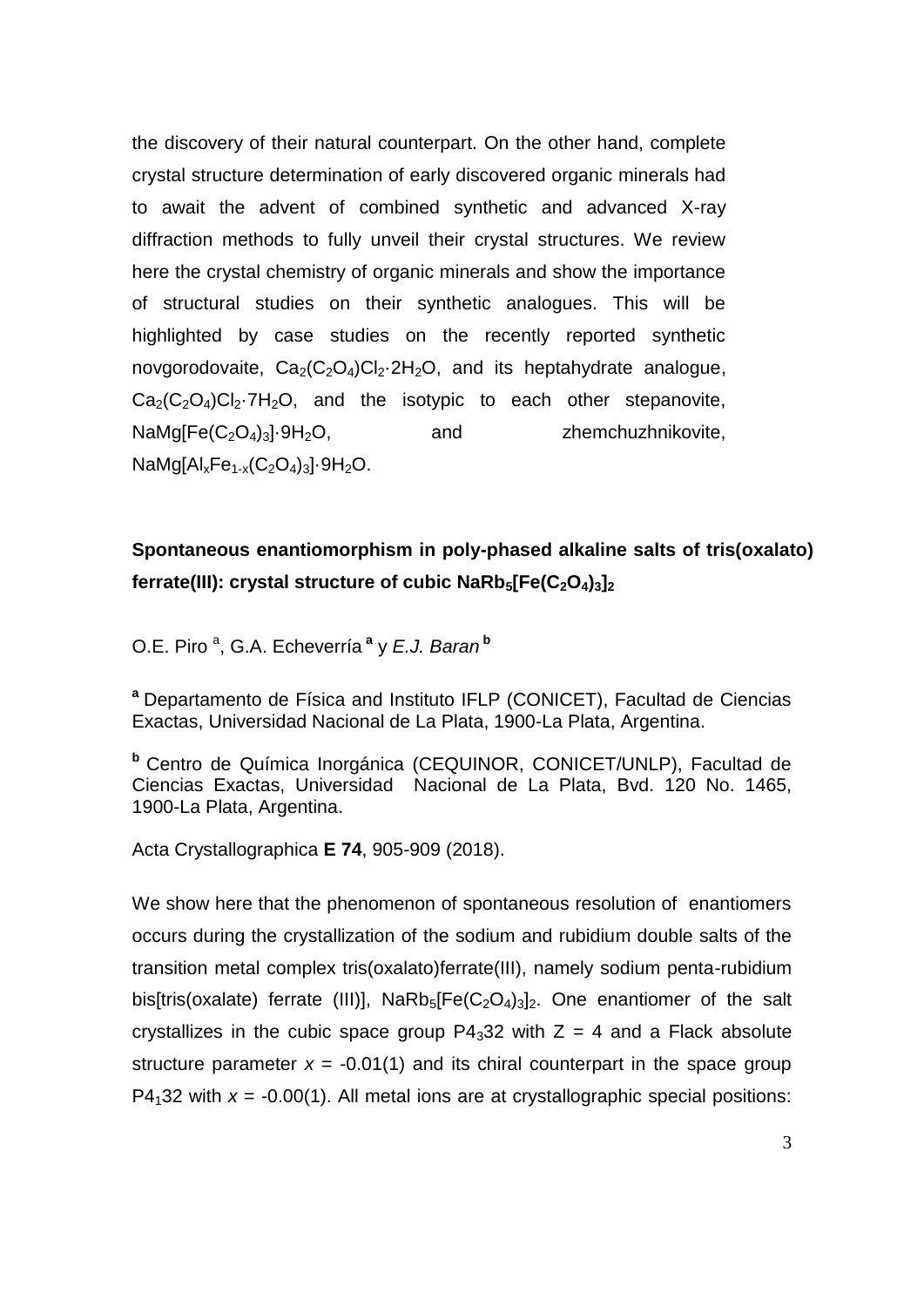the discovery of their natural counterpart. On the other hand, complete crystal structure determination of early discovered organic minerals had to await the advent of combined synthetic and advanced X-ray diffraction methods to fully unveil their crystal structures. We review here the crystal chemistry of organic minerals and show the importance of structural studies on their synthetic analogues. This will be highlighted by case studies on the recently reported synthetic novgorodovaite, $Ca_2(C_2O_4)Cl_2{\cdot}2H_2O$, and its heptahydrate analogue, $Ca_2(C_2O_4)Cl_2{\cdot}7H_2O$, and the isotypic to each other stepanovite, $NaMg[Fe(C_2O_4)_3]{\cdot}9H_2O$, and zhemchuzhnikovite, $NaMg[Al_xFe_{1-x}(C_2O_4)_3]{\cdot}9H_2O$.

## Spontaneous enantiomorphism in poly-phased alkaline salts of tris(oxalato) ferrate(III): crystal structure of cubic $NaRb_5[Fe(C_2O_4)_3]_2$

O.E. Piro [a], G.A. Echeverría [a] y *E.J. Baran* [b]

[a] Departamento de Física and Instituto IFLP (CONICET), Facultad de Ciencias Exactas, Universidad Nacional de La Plata, 1900-La Plata, Argentina.

[b] Centro de Química Inorgánica (CEQUINOR, CONICET/UNLP), Facultad de Ciencias Exactas, Universidad Nacional de La Plata, Bvd. 120 No. 1465, 1900-La Plata, Argentina.

Acta Crystallographica **E 74**, 905-909 (2018).

We show here that the phenomenon of spontaneous resolution of enantiomers occurs during the crystallization of the sodium and rubidium double salts of the transition metal complex tris(oxalato)ferrate(III), namely sodium penta-rubidium bis[tris(oxalate) ferrate (III)], $NaRb_5[Fe(C_2O_4)_3]_2$. One enantiomer of the salt crystallizes in the cubic space group $P4_332$ with $Z = 4$ and a Flack absolute structure parameter $x = -0.01(1)$ and its chiral counterpart in the space group $P4_132$ with $x = -0.00(1)$. All metal ions are at crystallographic special positions: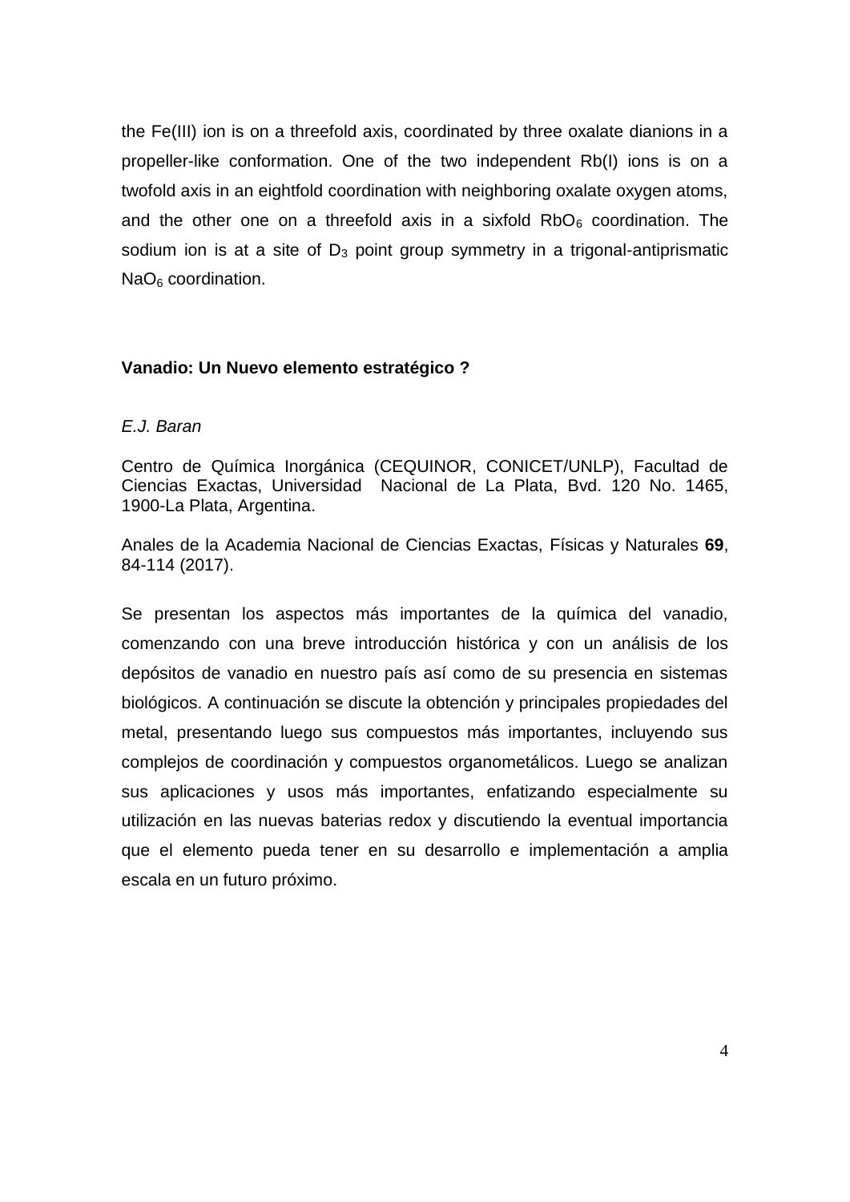the Fe(III) ion is on a threefold axis, coordinated by three oxalate dianions in a propeller-like conformation. One of the two independent Rb(I) ions is on a twofold axis in an eightfold coordination with neighboring oxalate oxygen atoms, and the other one on a threefold axis in a sixfold $RbO_6$ coordination. The sodium ion is at a site of $D_3$ point group symmetry in a trigonal-antiprismatic $NaO_6$ coordination.

### Vanadio: Un Nuevo elemento estratégico ?

*E.J. Baran*

Centro de Química Inorgánica (CEQUINOR, CONICET/UNLP), Facultad de Ciencias Exactas, Universidad Nacional de La Plata, Bvd. 120 No. 1465, 1900-La Plata, Argentina.

Anales de la Academia Nacional de Ciencias Exactas, Físicas y Naturales **69**, 84-114 (2017).

Se presentan los aspectos más importantes de la química del vanadio, comenzando con una breve introducción histórica y con un análisis de los depósitos de vanadio en nuestro país así como de su presencia en sistemas biológicos. A continuación se discute la obtención y principales propiedades del metal, presentando luego sus compuestos más importantes, incluyendo sus complejos de coordinación y compuestos organometálicos. Luego se analizan sus aplicaciones y usos más importantes, enfatizando especialmente su utilización en las nuevas baterias redox y discutiendo la eventual importancia que el elemento pueda tener en su desarrollo e implementación a amplia escala en un futuro próximo.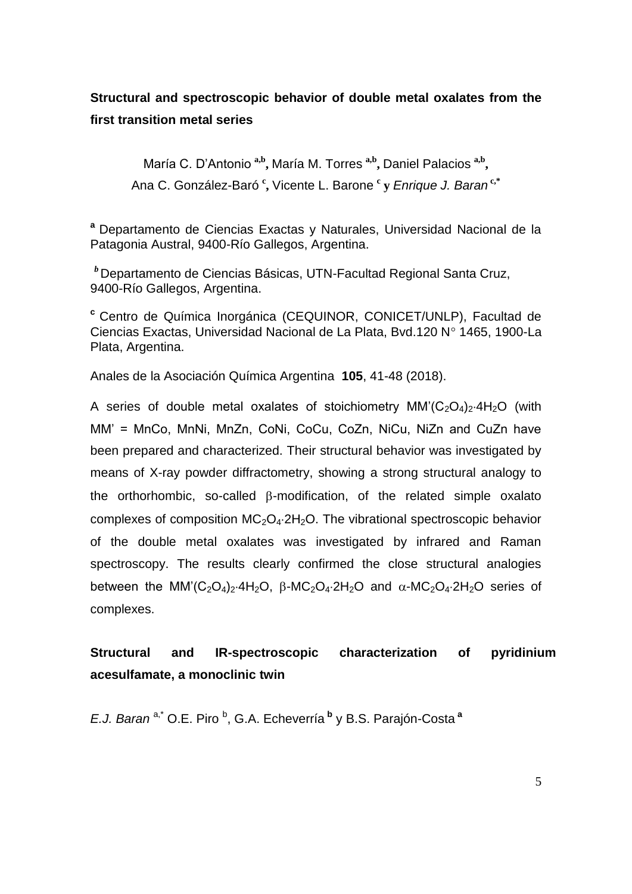**Structural and spectroscopic behavior of double metal oxalates from the first transition metal series**

María C. D'Antonio [a,b], María M. Torres [a,b], Daniel Palacios [a,b], Ana C. González-Baró [c], Vicente L. Barone [c] y *Enrique J. Baran* [c,*]

[a] Departamento de Ciencias Exactas y Naturales, Universidad Nacional de la Patagonia Austral, 9400-Río Gallegos, Argentina.

[b] Departamento de Ciencias Básicas, UTN-Facultad Regional Santa Cruz, 9400-Río Gallegos, Argentina.

[c] Centro de Química Inorgánica (CEQUINOR, CONICET/UNLP), Facultad de Ciencias Exactas, Universidad Nacional de La Plata, Bvd.120 N° 1465, 1900-La Plata, Argentina.

Anales de la Asociación Química Argentina **105**, 41-48 (2018).

A series of double metal oxalates of stoichiometry $MM'(C_2O_4)_2{\cdot}4H_2O$ (with MM' = MnCo, MnNi, MnZn, CoNi, CoCu, CoZn, NiCu, NiZn and CuZn have been prepared and characterized. Their structural behavior was investigated by means of X-ray powder diffractometry, showing a strong structural analogy to the orthorhombic, so-called β-modification, of the related simple oxalato complexes of composition $MC_2O_4{\cdot}2H_2O$. The vibrational spectroscopic behavior of the double metal oxalates was investigated by infrared and Raman spectroscopy. The results clearly confirmed the close structural analogies between the $MM'(C_2O_4)_2{\cdot}4H_2O$, β-$MC_2O_4{\cdot}2H_2O$ and α-$MC_2O_4{\cdot}2H_2O$ series of complexes.

**Structural and IR-spectroscopic characterization of pyridinium acesulfamate, a monoclinic twin**

*E.J. Baran* [a,*] O.E. Piro [b], G.A. Echeverría [b] y B.S. Parajón-Costa [a]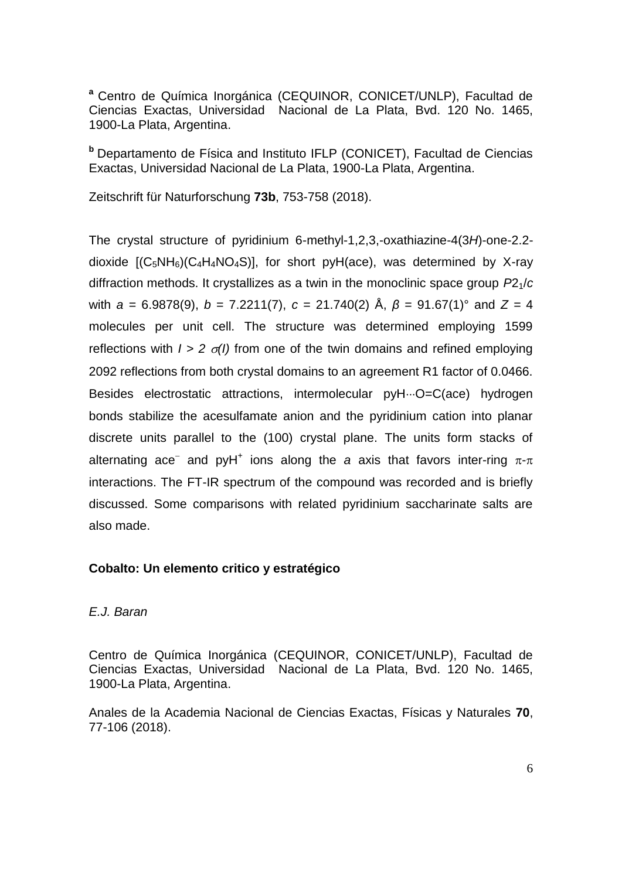[a] Centro de Química Inorgánica (CEQUINOR, CONICET/UNLP), Facultad de Ciencias Exactas, Universidad Nacional de La Plata, Bvd. 120 No. 1465, 1900-La Plata, Argentina.

[b] Departamento de Física and Instituto IFLP (CONICET), Facultad de Ciencias Exactas, Universidad Nacional de La Plata, 1900-La Plata, Argentina.

Zeitschrift für Naturforschung **73b**, 753-758 (2018).

The crystal structure of pyridinium 6-methyl-1,2,3,-oxathiazine-4(3*H*)-one-2.2-dioxide [($C_5NH_6$)($C_4H_4NO_4S$)], for short pyH(ace), was determined by X-ray diffraction methods. It crystallizes as a twin in the monoclinic space group $P2_1/c$ with $a$ = 6.9878(9), $b$ = 7.2211(7), $c$ = 21.740(2) Å, $\beta$ = 91.67(1)° and $Z$ = 4 molecules per unit cell. The structure was determined employing 1599 reflections with $I > 2\ \sigma(I)$ from one of the twin domains and refined employing 2092 reflections from both crystal domains to an agreement R1 factor of 0.0466. Besides electrostatic attractions, intermolecular pyH···O=C(ace) hydrogen bonds stabilize the acesulfamate anion and the pyridinium cation into planar discrete units parallel to the (100) crystal plane. The units form stacks of alternating ace$^{-}$ and pyH$^{+}$ ions along the *a* axis that favors inter-ring $\pi$-$\pi$ interactions. The FT-IR spectrum of the compound was recorded and is briefly discussed. Some comparisons with related pyridinium saccharinate salts are also made.

### Cobalto: Un elemento critico y estratégico

*E.J. Baran*

Centro de Química Inorgánica (CEQUINOR, CONICET/UNLP), Facultad de Ciencias Exactas, Universidad Nacional de La Plata, Bvd. 120 No. 1465, 1900-La Plata, Argentina.

Anales de la Academia Nacional de Ciencias Exactas, Físicas y Naturales **70**, 77-106 (2018).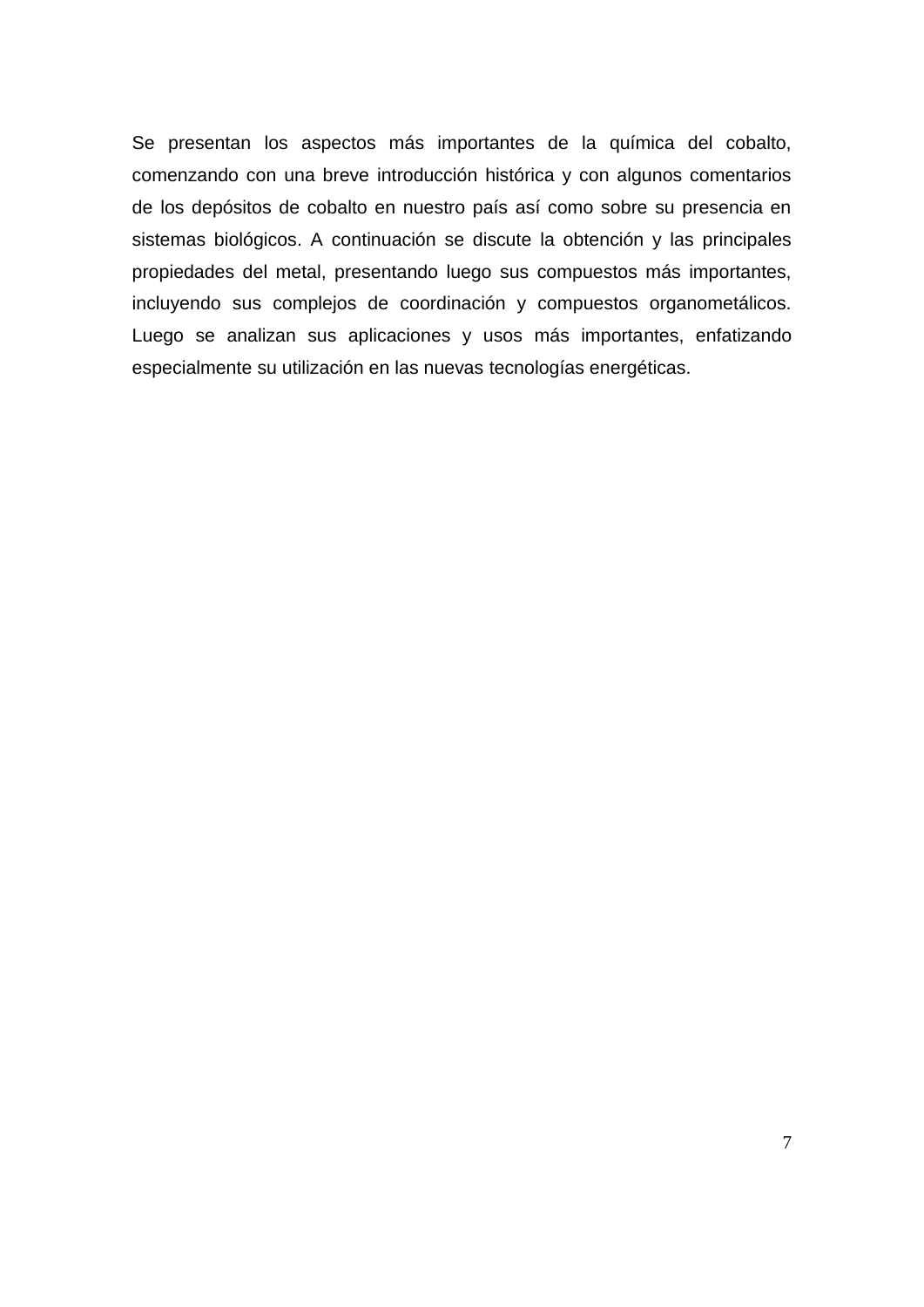Se presentan los aspectos más importantes de la química del cobalto, comenzando con una breve introducción histórica y con algunos comentarios de los depósitos de cobalto en nuestro país así como sobre su presencia en sistemas biológicos. A continuación se discute la obtención y las principales propiedades del metal, presentando luego sus compuestos más importantes, incluyendo sus complejos de coordinación y compuestos organometálicos. Luego se analizan sus aplicaciones y usos más importantes, enfatizando especialmente su utilización en las nuevas tecnologías energéticas.